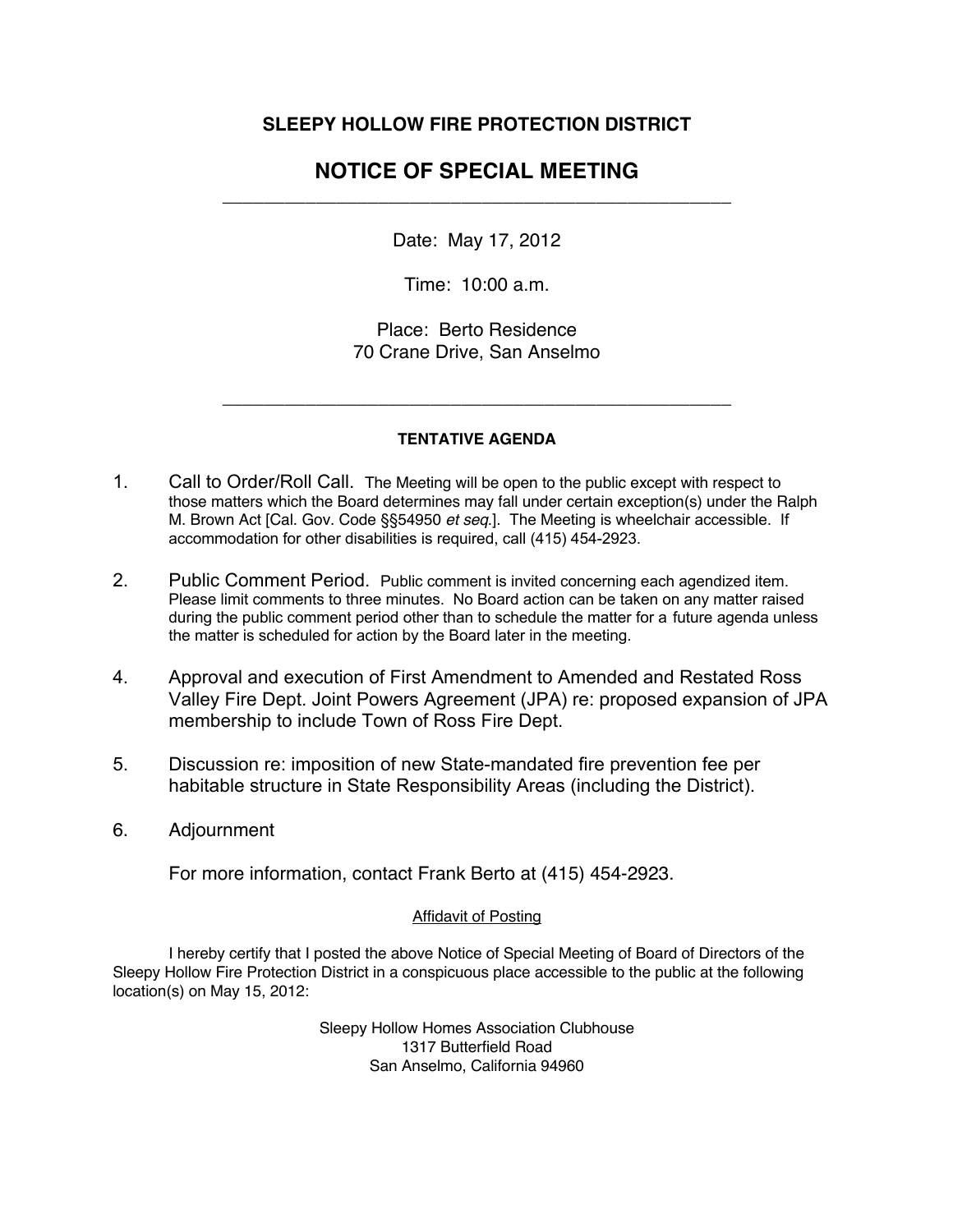**SLEEPY HOLLOW FIRE PROTECTION DISTRICT**

# NOTICE OF SPECIAL MEETING

---

Date: May 17, 2012

Time: 10:00 a.m.

Place: Berto Residence
70 Crane Drive, San Anselmo

---

**TENTATIVE AGENDA**

1. Call to Order/Roll Call. The Meeting will be open to the public except with respect to those matters which the Board determines may fall under certain exception(s) under the Ralph M. Brown Act [Cal. Gov. Code §§54950 *et seq.*]. The Meeting is wheelchair accessible. If accommodation for other disabilities is required, call (415) 454-2923.

2. Public Comment Period. Public comment is invited concerning each agendized item. Please limit comments to three minutes. No Board action can be taken on any matter raised during the public comment period other than to schedule the matter for a future agenda unless the matter is scheduled for action by the Board later in the meeting.

4. Approval and execution of First Amendment to Amended and Restated Ross Valley Fire Dept. Joint Powers Agreement (JPA) re: proposed expansion of JPA membership to include Town of Ross Fire Dept.

5. Discussion re: imposition of new State-mandated fire prevention fee per habitable structure in State Responsibility Areas (including the District).

6. Adjournment

For more information, contact Frank Berto at (415) 454-2923.

Affidavit of Posting

I hereby certify that I posted the above Notice of Special Meeting of Board of Directors of the Sleepy Hollow Fire Protection District in a conspicuous place accessible to the public at the following location(s) on May 15, 2012:

Sleepy Hollow Homes Association Clubhouse
1317 Butterfield Road
San Anselmo, California 94960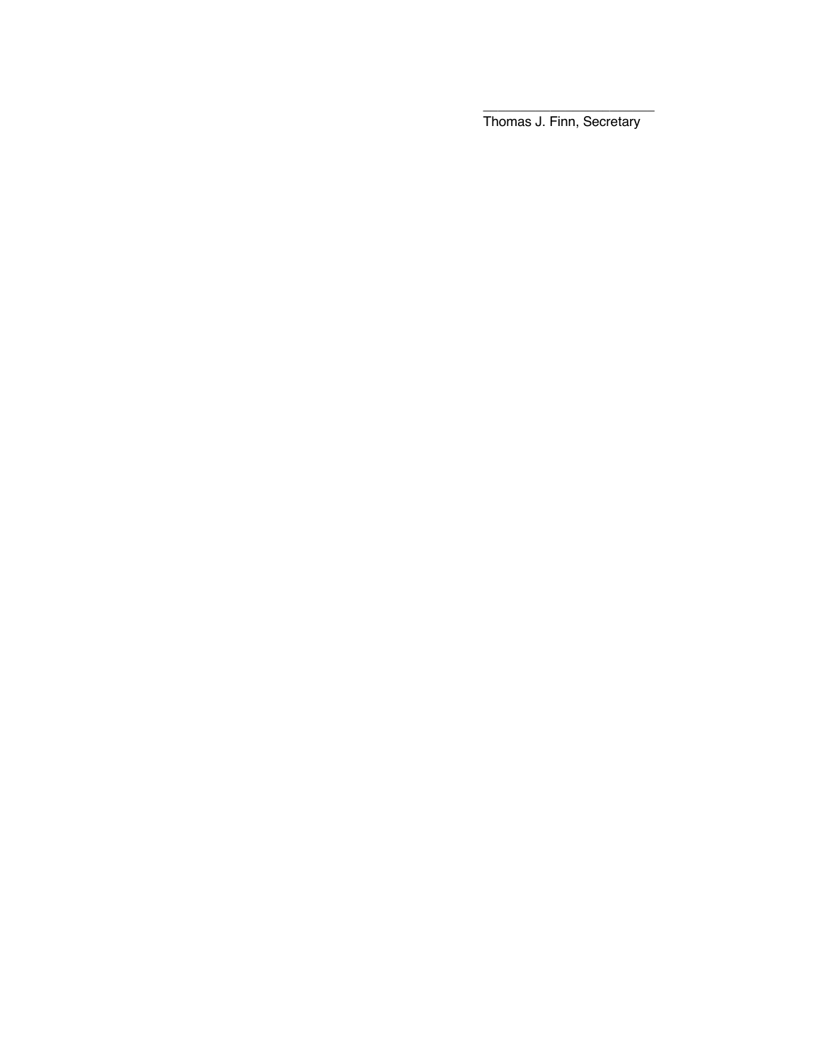______________________

Thomas J. Finn, Secretary